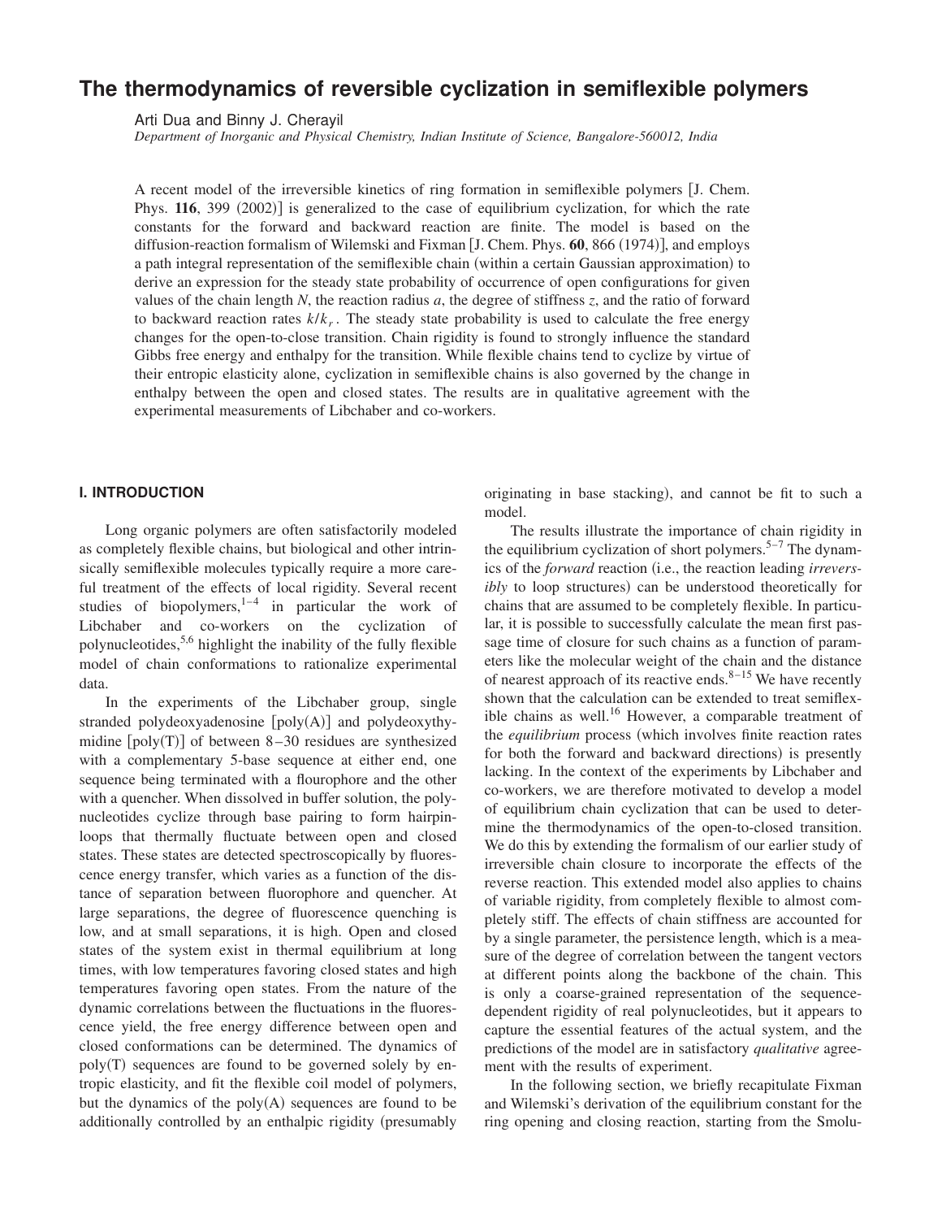# The thermodynamics of reversible cyclization in semiflexible polymers

Arti Dua and Binny J. Cherayil

*Department of Inorganic and Physical Chemistry, Indian Institute of Science, Bangalore-560012, India*

A recent model of the irreversible kinetics of ring formation in semiflexible polymers [J. Chem. Phys. **116**, 399 (2002)] is generalized to the case of equilibrium cyclization, for which the rate constants for the forward and backward reaction are finite. The model is based on the diffusion-reaction formalism of Wilemski and Fixman [J. Chem. Phys. **60**, 866 (1974)], and employs a path integral representation of the semiflexible chain (within a certain Gaussian approximation) to derive an expression for the steady state probability of occurrence of open configurations for given values of the chain length $N$, the reaction radius $a$, the degree of stiffness $z$, and the ratio of forward to backward reaction rates $k/k_r$. The steady state probability is used to calculate the free energy changes for the open-to-close transition. Chain rigidity is found to strongly influence the standard Gibbs free energy and enthalpy for the transition. While flexible chains tend to cyclize by virtue of their entropic elasticity alone, cyclization in semiflexible chains is also governed by the change in enthalpy between the open and closed states. The results are in qualitative agreement with the experimental measurements of Libchaber and co-workers.

## I. INTRODUCTION

Long organic polymers are often satisfactorily modeled as completely flexible chains, but biological and other intrinsically semiflexible molecules typically require a more careful treatment of the effects of local rigidity. Several recent studies of biopolymers,[1–4] in particular the work of Libchaber and co-workers on the cyclization of polynucleotides,[5,6] highlight the inability of the fully flexible model of chain conformations to rationalize experimental data.

In the experiments of the Libchaber group, single stranded polydeoxyadenosine [poly(A)] and polydeoxythymidine [poly(T)] of between 8–30 residues are synthesized with a complementary 5-base sequence at either end, one sequence being terminated with a flourophore and the other with a quencher. When dissolved in buffer solution, the polynucleotides cyclize through base pairing to form hairpin-loops that thermally fluctuate between open and closed states. These states are detected spectroscopically by fluorescence energy transfer, which varies as a function of the distance of separation between fluorophore and quencher. At large separations, the degree of fluorescence quenching is low, and at small separations, it is high. Open and closed states of the system exist in thermal equilibrium at long times, with low temperatures favoring closed states and high temperatures favoring open states. From the nature of the dynamic correlations between the fluctuations in the fluorescence yield, the free energy difference between open and closed conformations can be determined. The dynamics of poly(T) sequences are found to be governed solely by entropic elasticity, and fit the flexible coil model of polymers, but the dynamics of the poly(A) sequences are found to be additionally controlled by an enthalpic rigidity (presumably originating in base stacking), and cannot be fit to such a model.

The results illustrate the importance of chain rigidity in the equilibrium cyclization of short polymers.[5–7] The dynamics of the *forward* reaction (i.e., the reaction leading *irreversibly* to loop structures) can be understood theoretically for chains that are assumed to be completely flexible. In particular, it is possible to successfully calculate the mean first passage time of closure for such chains as a function of parameters like the molecular weight of the chain and the distance of nearest approach of its reactive ends.[8–15] We have recently shown that the calculation can be extended to treat semiflexible chains as well.[16] However, a comparable treatment of the *equilibrium* process (which involves finite reaction rates for both the forward and backward directions) is presently lacking. In the context of the experiments by Libchaber and co-workers, we are therefore motivated to develop a model of equilibrium chain cyclization that can be used to determine the thermodynamics of the open-to-closed transition. We do this by extending the formalism of our earlier study of irreversible chain closure to incorporate the effects of the reverse reaction. This extended model also applies to chains of variable rigidity, from completely flexible to almost completely stiff. The effects of chain stiffness are accounted for by a single parameter, the persistence length, which is a measure of the degree of correlation between the tangent vectors at different points along the backbone of the chain. This is only a coarse-grained representation of the sequence-dependent rigidity of real polynucleotides, but it appears to capture the essential features of the actual system, and the predictions of the model are in satisfactory *qualitative* agreement with the results of experiment.

In the following section, we briefly recapitulate Fixman and Wilemski's derivation of the equilibrium constant for the ring opening and closing reaction, starting from the Smolu-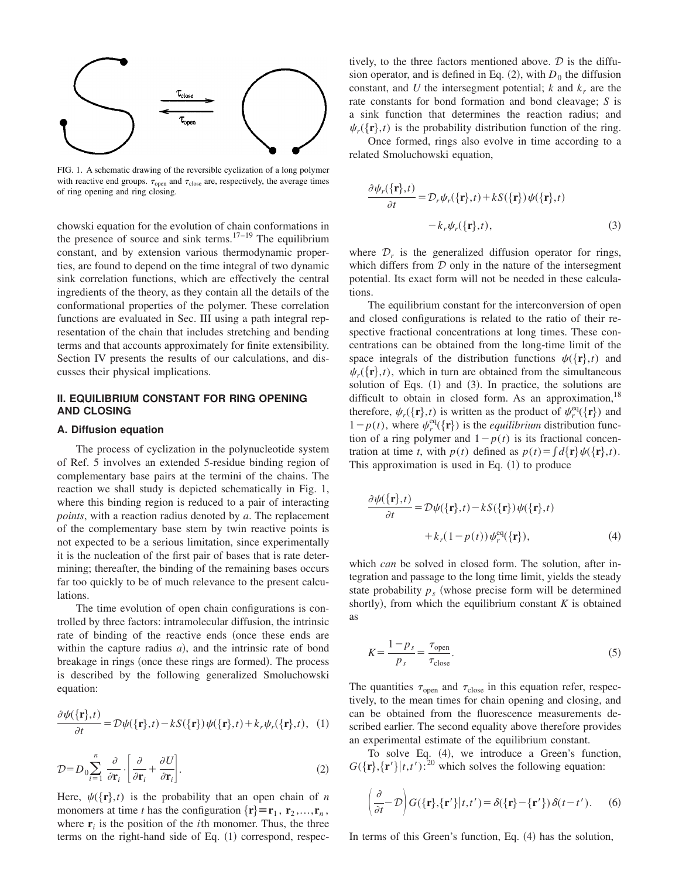FIG. 1. A schematic drawing of the reversible cyclization of a long polymer with reactive end groups. $\tau_{\mathrm{open}}$ and $\tau_{\mathrm{close}}$ are, respectively, the average times of ring opening and ring closing.

chowski equation for the evolution of chain conformations in the presence of source and sink terms.[17–19] The equilibrium constant, and by extension various thermodynamic properties, are found to depend on the time integral of two dynamic sink correlation functions, which are effectively the central ingredients of the theory, as they contain all the details of the conformational properties of the polymer. These correlation functions are evaluated in Sec. III using a path integral representation of the chain that includes stretching and bending terms and that accounts approximately for finite extensibility. Section IV presents the results of our calculations, and discusses their physical implications.

## II. EQUILIBRIUM CONSTANT FOR RING OPENING AND CLOSING

### A. Diffusion equation

The process of cyclization in the polynucleotide system of Ref. 5 involves an extended 5-residue binding region of complementary base pairs at the termini of the chains. The reaction we shall study is depicted schematically in Fig. 1, where this binding region is reduced to a pair of interacting *points*, with a reaction radius denoted by $a$. The replacement of the complementary base stem by twin reactive points is not expected to be a serious limitation, since experimentally it is the nucleation of the first pair of bases that is rate determining; thereafter, the binding of the remaining bases occurs far too quickly to be of much relevance to the present calculations.

The time evolution of open chain configurations is controlled by three factors: intramolecular diffusion, the intrinsic rate of binding of the reactive ends (once these ends are within the capture radius $a$), and the intrinsic rate of bond breakage in rings (once these rings are formed). The process is described by the following generalized Smoluchowski equation:

$$\frac{\partial \psi(\{\mathbf{r}\},t)}{\partial t} = \mathcal{D}\psi(\{\mathbf{r}\},t) - kS(\{\mathbf{r}\})\psi(\{\mathbf{r}\},t) + k_r \psi_r(\{\mathbf{r}\},t), \quad (1)$$

$$\mathcal{D} = D_0 \sum_{i=1}^{n} \frac{\partial}{\partial \mathbf{r}_i} \cdot \left[ \frac{\partial}{\partial \mathbf{r}_i} + \frac{\partial U}{\partial \mathbf{r}_i} \right]. \quad (2)$$

Here, $\psi(\{\mathbf{r}\},t)$ is the probability that an open chain of $n$ monomers at time $t$ has the configuration $\{\mathbf{r}\} \equiv \mathbf{r}_1, \mathbf{r}_2, \ldots, \mathbf{r}_n$, where $\mathbf{r}_i$ is the position of the $i$th monomer. Thus, the three terms on the right-hand side of Eq. (1) correspond, respectively, to the three factors mentioned above. $\mathcal{D}$ is the diffusion operator, and is defined in Eq. (2), with $D_0$ the diffusion constant, and $U$ the intersegment potential; $k$ and $k_r$ are the rate constants for bond formation and bond cleavage; $S$ is a sink function that determines the reaction radius; and $\psi_r(\{\mathbf{r}\},t)$ is the probability distribution function of the ring.

Once formed, rings also evolve in time according to a related Smoluchowski equation,

$$\frac{\partial \psi_r(\{\mathbf{r}\},t)}{\partial t} = \mathcal{D}_r \psi_r(\{\mathbf{r}\},t) + kS(\{\mathbf{r}\})\psi(\{\mathbf{r}\},t) - k_r \psi_r(\{\mathbf{r}\},t), \quad (3)$$

where $\mathcal{D}_r$ is the generalized diffusion operator for rings, which differs from $\mathcal{D}$ only in the nature of the intersegment potential. Its exact form will not be needed in these calculations.

The equilibrium constant for the interconversion of open and closed configurations is related to the ratio of their respective fractional concentrations at long times. These concentrations can be obtained from the long-time limit of the space integrals of the distribution functions $\psi(\{\mathbf{r}\},t)$ and $\psi_r(\{\mathbf{r}\},t)$, which in turn are obtained from the simultaneous solution of Eqs. (1) and (3). In practice, the solutions are difficult to obtain in closed form. As an approximation,[18] therefore, $\psi_r(\{\mathbf{r}\},t)$ is written as the product of $\psi_r^{\mathrm{eq}}(\{\mathbf{r}\})$ and $1-p(t)$, where $\psi_r^{\mathrm{eq}}(\{\mathbf{r}\})$ is the *equilibrium* distribution function of a ring polymer and $1-p(t)$ is its fractional concentration at time $t$, with $p(t)$ defined as $p(t) = \int d\{\mathbf{r}\}\psi(\{\mathbf{r}\},t)$. This approximation is used in Eq. (1) to produce

$$\frac{\partial \psi(\{\mathbf{r}\},t)}{\partial t} = \mathcal{D}\psi(\{\mathbf{r}\},t) - kS(\{\mathbf{r}\})\psi(\{\mathbf{r}\},t) + k_r(1-p(t))\psi_r^{\mathrm{eq}}(\{\mathbf{r}\}), \quad (4)$$

which *can* be solved in closed form. The solution, after integration and passage to the long time limit, yields the steady state probability $p_s$ (whose precise form will be determined shortly), from which the equilibrium constant $K$ is obtained as

$$K = \frac{1-p_s}{p_s} = \frac{\tau_{\mathrm{open}}}{\tau_{\mathrm{close}}}. \quad (5)$$

The quantities $\tau_{\mathrm{open}}$ and $\tau_{\mathrm{close}}$ in this equation refer, respectively, to the mean times for chain opening and closing, and can be obtained from the fluorescence measurements described earlier. The second equality above therefore provides an experimental estimate of the equilibrium constant.

To solve Eq. (4), we introduce a Green's function, $G(\{\mathbf{r}\},\{\mathbf{r}'\}|t,t')$:[20] which solves the following equation:

$$\left(\frac{\partial}{\partial t} - \mathcal{D}\right) G(\{\mathbf{r}\},\{\mathbf{r}'\}|t,t') = \delta(\{\mathbf{r}\}-\{\mathbf{r}'\})\,\delta(t-t'). \quad (6)$$

In terms of this Green's function, Eq. (4) has the solution,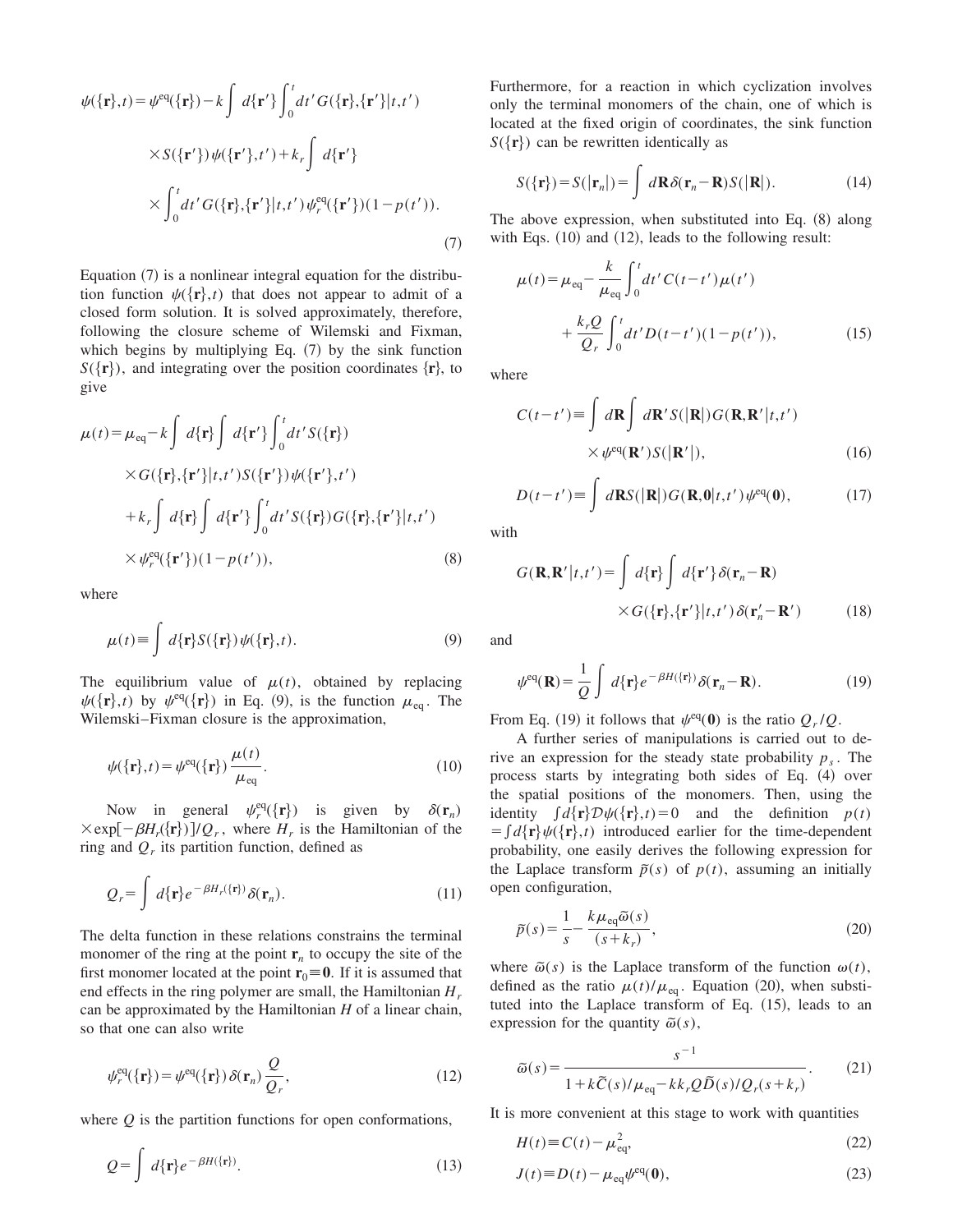$$\psi(\{\mathbf{r}\},t) = \psi^{\mathrm{eq}}(\{\mathbf{r}\}) - k\int d\{\mathbf{r}'\}\int_0^t dt'\, G(\{\mathbf{r}\},\{\mathbf{r}'\}|t,t') \times S(\{\mathbf{r}'\})\,\psi(\{\mathbf{r}'\},t') + k_r \int d\{\mathbf{r}'\} \times \int_0^t dt'\, G(\{\mathbf{r}\},\{\mathbf{r}'\}|t,t')\,\psi_r^{\mathrm{eq}}(\{\mathbf{r}'\})(1-p(t')). \tag{7}$$

Equation (7) is a nonlinear integral equation for the distribution function $\psi(\{\mathbf{r}\},t)$ that does not appear to admit of a closed form solution. It is solved approximately, therefore, following the closure scheme of Wilemski and Fixman, which begins by multiplying Eq. (7) by the sink function $S(\{\mathbf{r}\})$, and integrating over the position coordinates $\{\mathbf{r}\}$, to give

$$\mu(t) = \mu_{\mathrm{eq}} - k\int d\{\mathbf{r}\}\int d\{\mathbf{r}'\}\int_0^t dt'\, S(\{\mathbf{r}\}) \times G(\{\mathbf{r}\},\{\mathbf{r}'\}|t,t')\, S(\{\mathbf{r}'\})\,\psi(\{\mathbf{r}'\},t') + k_r\int d\{\mathbf{r}\}\int d\{\mathbf{r}'\}\int_0^t dt'\, S(\{\mathbf{r}\})\, G(\{\mathbf{r}\},\{\mathbf{r}'\}|t,t') \times \psi_r^{\mathrm{eq}}(\{\mathbf{r}'\})(1-p(t')), \tag{8}$$

where

$$\mu(t) \equiv \int d\{\mathbf{r}\}\, S(\{\mathbf{r}\})\,\psi(\{\mathbf{r}\},t). \tag{9}$$

The equilibrium value of $\mu(t)$, obtained by replacing $\psi(\{\mathbf{r}\},t)$ by $\psi^{\mathrm{eq}}(\{\mathbf{r}\})$ in Eq. (9), is the function $\mu_{\mathrm{eq}}$. The Wilemski–Fixman closure is the approximation,

$$\psi(\{\mathbf{r}\},t) = \psi^{\mathrm{eq}}(\{\mathbf{r}\})\,\frac{\mu(t)}{\mu_{\mathrm{eq}}}. \tag{10}$$

Now in general $\psi_r^{\mathrm{eq}}(\{\mathbf{r}\})$ is given by $\delta(\mathbf{r}_n) \times \exp[-\beta H_r(\{\mathbf{r}\})]/Q_r$, where $H_r$ is the Hamiltonian of the ring and $Q_r$ its partition function, defined as

$$Q_r = \int d\{\mathbf{r}\}\, e^{-\beta H_r(\{\mathbf{r}\})}\,\delta(\mathbf{r}_n). \tag{11}$$

The delta function in these relations constrains the terminal monomer of the ring at the point $\mathbf{r}_n$ to occupy the site of the first monomer located at the point $\mathbf{r}_0 \equiv \mathbf{0}$. If it is assumed that end effects in the ring polymer are small, the Hamiltonian $H_r$ can be approximated by the Hamiltonian $H$ of a linear chain, so that one can also write

$$\psi_r^{\mathrm{eq}}(\{\mathbf{r}\}) = \psi^{\mathrm{eq}}(\{\mathbf{r}\})\,\delta(\mathbf{r}_n)\,\frac{Q}{Q_r}, \tag{12}$$

where $Q$ is the partition functions for open conformations,

$$Q = \int d\{\mathbf{r}\}\, e^{-\beta H(\{\mathbf{r}\})}. \tag{13}$$

Furthermore, for a reaction in which cyclization involves only the terminal monomers of the chain, one of which is located at the fixed origin of coordinates, the sink function $S(\{\mathbf{r}\})$ can be rewritten identically as

$$S(\{\mathbf{r}\}) = S(|\mathbf{r}_n|) = \int d\mathbf{R}\,\delta(\mathbf{r}_n - \mathbf{R})\,S(|\mathbf{R}|). \tag{14}$$

The above expression, when substituted into Eq. (8) along with Eqs. (10) and (12), leads to the following result:

$$\mu(t) = \mu_{\mathrm{eq}} - \frac{k}{\mu_{\mathrm{eq}}}\int_0^t dt'\, C(t-t')\,\mu(t') + \frac{k_r Q}{Q_r}\int_0^t dt'\, D(t-t')(1-p(t')), \tag{15}$$

where

$$C(t-t') \equiv \int d\mathbf{R}\int d\mathbf{R}'\, S(|\mathbf{R}|)\, G(\mathbf{R},\mathbf{R}'|t,t') \times \psi^{\mathrm{eq}}(\mathbf{R}')\, S(|\mathbf{R}'|), \tag{16}$$

$$D(t-t') \equiv \int d\mathbf{R}\, S(|\mathbf{R}|)\, G(\mathbf{R},\mathbf{0}|t,t')\,\psi^{\mathrm{eq}}(\mathbf{0}), \tag{17}$$

with

$$G(\mathbf{R},\mathbf{R}'|t,t') = \int d\{\mathbf{r}\}\int d\{\mathbf{r}'\}\,\delta(\mathbf{r}_n - \mathbf{R}) \times G(\{\mathbf{r}\},\{\mathbf{r}'\}|t,t')\,\delta(\mathbf{r}_n' - \mathbf{R}') \tag{18}$$

and

$$\psi^{\mathrm{eq}}(\mathbf{R}) = \frac{1}{Q}\int d\{\mathbf{r}\}\, e^{-\beta H(\{\mathbf{r}\})}\,\delta(\mathbf{r}_n - \mathbf{R}). \tag{19}$$

From Eq. (19) it follows that $\psi^{\mathrm{eq}}(\mathbf{0})$ is the ratio $Q_r/Q$.

A further series of manipulations is carried out to derive an expression for the steady state probability $p_s$. The process starts by integrating both sides of Eq. (4) over the spatial positions of the monomers. Then, using the identity $\int d\{\mathbf{r}\}\mathcal{D}\psi(\{\mathbf{r}\},t) = 0$ and the definition $p(t) = \int d\{\mathbf{r}\}\psi(\{\mathbf{r}\},t)$ introduced earlier for the time-dependent probability, one easily derives the following expression for the Laplace transform $\tilde{p}(s)$ of $p(t)$, assuming an initially open configuration,

$$\tilde{p}(s) = \frac{1}{s} - \frac{k\mu_{\mathrm{eq}}\tilde{\omega}(s)}{(s+k_r)}, \tag{20}$$

where $\tilde{\omega}(s)$ is the Laplace transform of the function $\omega(t)$, defined as the ratio $\mu(t)/\mu_{\mathrm{eq}}$. Equation (20), when substituted into the Laplace transform of Eq. (15), leads to an expression for the quantity $\tilde{\omega}(s)$,

$$\tilde{\omega}(s) = \frac{s^{-1}}{1 + k\tilde{C}(s)/\mu_{\mathrm{eq}} - kk_r Q\tilde{D}(s)/Q_r(s+k_r)}. \tag{21}$$

It is more convenient at this stage to work with quantities

$$H(t) \equiv C(t) - \mu_{\mathrm{eq}}^2, \tag{22}$$

$$J(t) \equiv D(t) - \mu_{\mathrm{eq}}\psi^{\mathrm{eq}}(\mathbf{0}), \tag{23}$$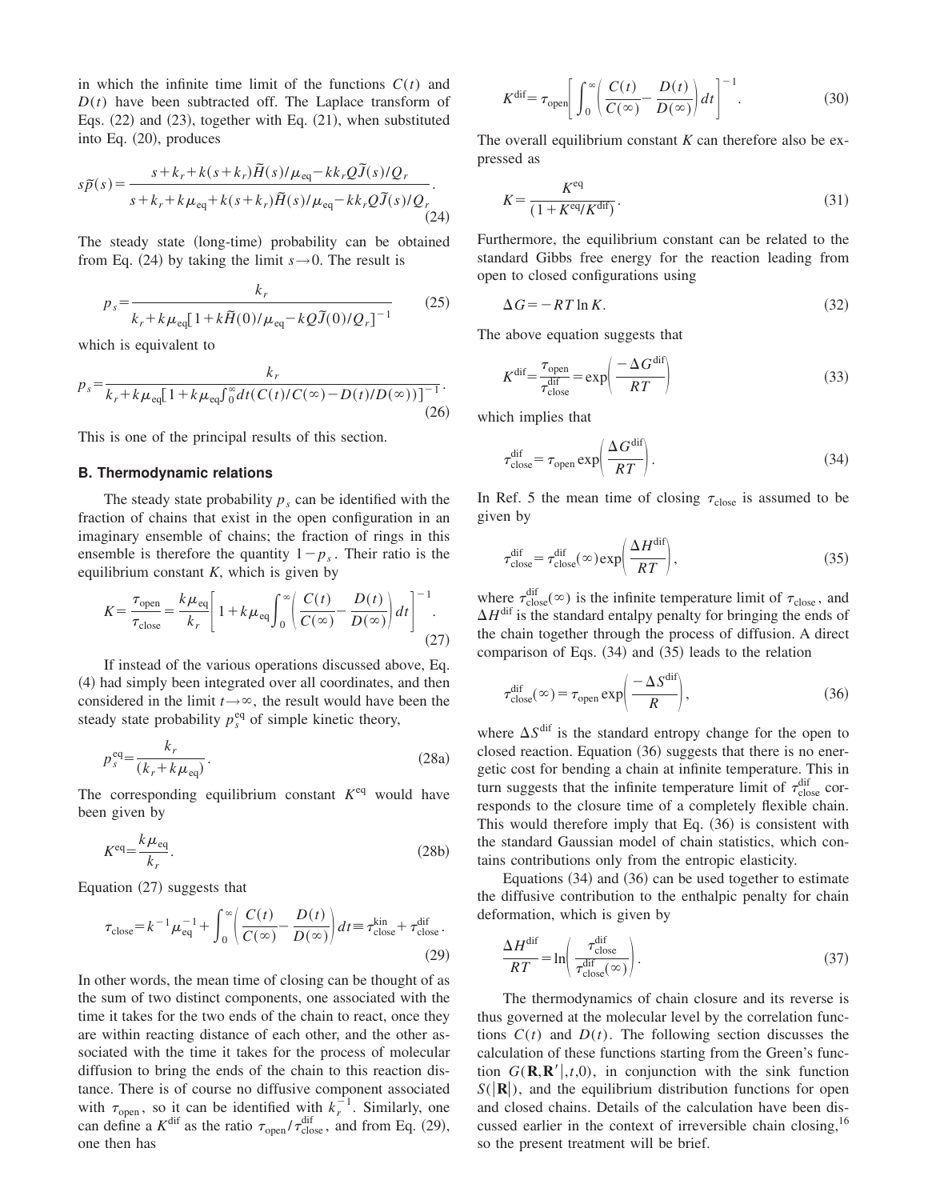in which the infinite time limit of the functions $C(t)$ and $D(t)$ have been subtracted off. The Laplace transform of Eqs. (22) and (23), together with Eq. (21), when substituted into Eq. (20), produces

$$s\tilde{p}(s) = \frac{s + k_r + k(s+k_r)\tilde{H}(s)/\mu_{\rm eq} - kk_r Q\tilde{J}(s)/Q_r}{s + k_r + k\mu_{\rm eq} + k(s+k_r)\tilde{H}(s)/\mu_{\rm eq} - kk_r Q\tilde{J}(s)/Q_r}. \tag{24}$$

The steady state (long-time) probability can be obtained from Eq. (24) by taking the limit $s \to 0$. The result is

$$p_s = \frac{k_r}{k_r + k\mu_{\rm eq}[1 + k\tilde{H}(0)/\mu_{\rm eq} - kQ\tilde{J}(0)/Q_r]^{-1}} \tag{25}$$

which is equivalent to

$$p_s = \frac{k_r}{k_r + k\mu_{\rm eq}[1 + k\mu_{\rm eq}\int_0^\infty dt (C(t)/C(\infty) - D(t)/D(\infty))]^{-1}}. \tag{26}$$

This is one of the principal results of this section.

### B. Thermodynamic relations

The steady state probability $p_s$ can be identified with the fraction of chains that exist in the open configuration in an imaginary ensemble of chains; the fraction of rings in this ensemble is therefore the quantity $1 - p_s$. Their ratio is the equilibrium constant $K$, which is given by

$$K = \frac{\tau_{\rm open}}{\tau_{\rm close}} = \frac{k\mu_{\rm eq}}{k_r}\left[1 + k\mu_{\rm eq}\int_0^\infty \left(\frac{C(t)}{C(\infty)} - \frac{D(t)}{D(\infty)}\right)dt\right]^{-1}. \tag{27}$$

If instead of the various operations discussed above, Eq. (4) had simply been integrated over all coordinates, and then considered in the limit $t \to \infty$, the result would have been the steady state probability $p_s^{\rm eq}$ of simple kinetic theory,

$$p_s^{\rm eq} = \frac{k_r}{(k_r + k\mu_{\rm eq})}. \tag{28a}$$

The corresponding equilibrium constant $K^{\rm eq}$ would have been given by

$$K^{\rm eq} = \frac{k\mu_{\rm eq}}{k_r}. \tag{28b}$$

Equation (27) suggests that

$$\tau_{\rm close} = k^{-1}\mu_{\rm eq}^{-1} + \int_0^\infty \left(\frac{C(t)}{C(\infty)} - \frac{D(t)}{D(\infty)}\right)dt \equiv \tau_{\rm close}^{\rm kin} + \tau_{\rm close}^{\rm dif}. \tag{29}$$

In other words, the mean time of closing can be thought of as the sum of two distinct components, one associated with the time it takes for the two ends of the chain to react, once they are within reacting distance of each other, and the other associated with the time it takes for the process of molecular diffusion to bring the ends of the chain to this reaction distance. There is of course no diffusive component associated with $\tau_{\rm open}$, so it can be identified with $k_r^{-1}$. Similarly, one can define a $K^{\rm dif}$ as the ratio $\tau_{\rm open}/\tau_{\rm close}^{\rm dif}$, and from Eq. (29), one then has

$$K^{\rm dif} = \tau_{\rm open}\left[\int_0^\infty \left(\frac{C(t)}{C(\infty)} - \frac{D(t)}{D(\infty)}\right)dt\right]^{-1}. \tag{30}$$

The overall equilibrium constant $K$ can therefore also be expressed as

$$K = \frac{K^{\rm eq}}{(1 + K^{\rm eq}/K^{\rm dif})}. \tag{31}$$

Furthermore, the equilibrium constant can be related to the standard Gibbs free energy for the reaction leading from open to closed configurations using

$$\Delta G = -RT\ln K. \tag{32}$$

The above equation suggests that

$$K^{\rm dif} = \frac{\tau_{\rm open}}{\tau_{\rm close}^{\rm dif}} = \exp\left(\frac{-\Delta G^{\rm dif}}{RT}\right) \tag{33}$$

which implies that

$$\tau_{\rm close}^{\rm dif} = \tau_{\rm open}\exp\left(\frac{\Delta G^{\rm dif}}{RT}\right). \tag{34}$$

In Ref. 5 the mean time of closing $\tau_{\rm close}$ is assumed to be given by

$$\tau_{\rm close}^{\rm dif} = \tau_{\rm close}^{\rm dif}(\infty)\exp\left(\frac{\Delta H^{\rm dif}}{RT}\right), \tag{35}$$

where $\tau_{\rm close}^{\rm dif}(\infty)$ is the infinite temperature limit of $\tau_{\rm close}$, and $\Delta H^{\rm dif}$ is the standard entalpy penalty for bringing the ends of the chain together through the process of diffusion. A direct comparison of Eqs. (34) and (35) leads to the relation

$$\tau_{\rm close}^{\rm dif}(\infty) = \tau_{\rm open}\exp\left(\frac{-\Delta S^{\rm dif}}{R}\right), \tag{36}$$

where $\Delta S^{\rm dif}$ is the standard entropy change for the open to closed reaction. Equation (36) suggests that there is no energetic cost for bending a chain at infinite temperature. This in turn suggests that the infinite temperature limit of $\tau_{\rm close}^{\rm dif}$ corresponds to the closure time of a completely flexible chain. This would therefore imply that Eq. (36) is consistent with the standard Gaussian model of chain statistics, which contains contributions only from the entropic elasticity.

Equations (34) and (36) can be used together to estimate the diffusive contribution to the enthalpic penalty for chain deformation, which is given by

$$\frac{\Delta H^{\rm dif}}{RT} = \ln\left(\frac{\tau_{\rm close}^{\rm dif}}{\tau_{\rm close}^{\rm dif}(\infty)}\right). \tag{37}$$

The thermodynamics of chain closure and its reverse is thus governed at the molecular level by the correlation functions $C(t)$ and $D(t)$. The following section discusses the calculation of these functions starting from the Green's function $G(\mathbf{R},\mathbf{R}'|,t,0)$, in conjunction with the sink function $S(|\mathbf{R}|)$, and the equilibrium distribution functions for open and closed chains. Details of the calculation have been discussed earlier in the context of irreversible chain closing,[16] so the present treatment will be brief.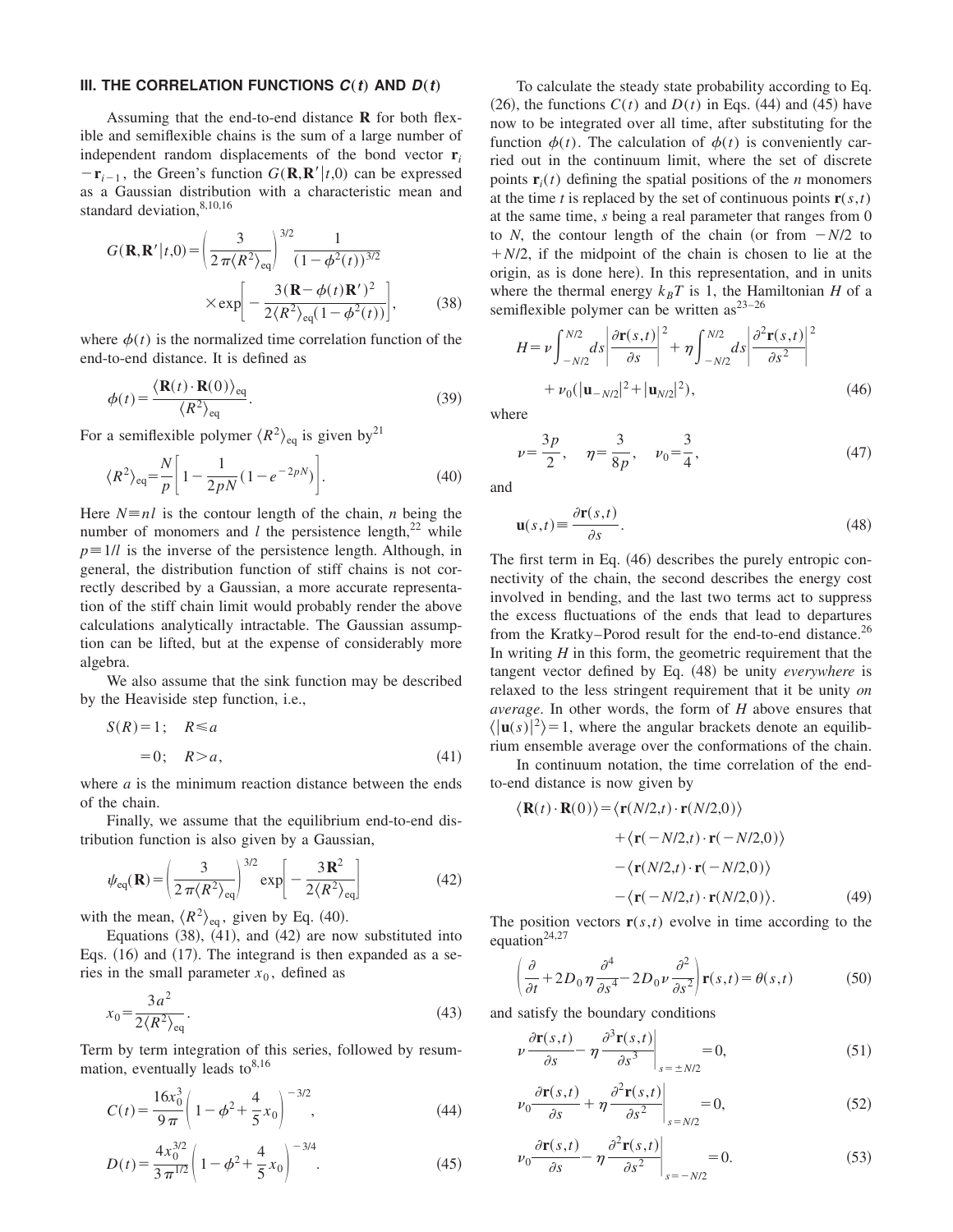### III. THE CORRELATION FUNCTIONS $C(t)$ AND $D(t)$

Assuming that the end-to-end distance $\mathbf{R}$ for both flexible and semiflexible chains is the sum of a large number of independent random displacements of the bond vector $\mathbf{r}_i - \mathbf{r}_{i-1}$, the Green's function $G(\mathbf{R},\mathbf{R}'|t,0)$ can be expressed as a Gaussian distribution with a characteristic mean and standard deviation,[8,10,16]

$$G(\mathbf{R},\mathbf{R}'|t,0) = \left(\frac{3}{2\pi\langle R^2\rangle_{\mathrm{eq}}}\right)^{3/2} \frac{1}{(1-\phi^2(t))^{3/2}} \times \exp\left[-\frac{3(\mathbf{R}-\phi(t)\mathbf{R}')^2}{2\langle R^2\rangle_{\mathrm{eq}}(1-\phi^2(t))}\right], \tag{38}$$

where $\phi(t)$ is the normalized time correlation function of the end-to-end distance. It is defined as

$$\phi(t) = \frac{\langle \mathbf{R}(t)\cdot\mathbf{R}(0)\rangle_{\mathrm{eq}}}{\langle R^2\rangle_{\mathrm{eq}}}. \tag{39}$$

For a semiflexible polymer $\langle R^2\rangle_{\mathrm{eq}}$ is given by[21]

$$\langle R^2\rangle_{\mathrm{eq}} = \frac{N}{p}\left[1 - \frac{1}{2pN}(1-e^{-2pN})\right]. \tag{40}$$

Here $N \equiv nl$ is the contour length of the chain, $n$ being the number of monomers and $l$ the persistence length,[22] while $p \equiv 1/l$ is the inverse of the persistence length. Although, in general, the distribution function of stiff chains is not correctly described by a Gaussian, a more accurate representation of the stiff chain limit would probably render the above calculations analytically intractable. The Gaussian assumption can be lifted, but at the expense of considerably more algebra.

We also assume that the sink function may be described by the Heaviside step function, i.e.,

$$\begin{aligned} S(R) &= 1; \quad R \leq a \\ &= 0; \quad R > a, \end{aligned} \tag{41}$$

where $a$ is the minimum reaction distance between the ends of the chain.

Finally, we assume that the equilibrium end-to-end distribution function is also given by a Gaussian,

$$\psi_{\mathrm{eq}}(\mathbf{R}) = \left(\frac{3}{2\pi\langle R^2\rangle_{\mathrm{eq}}}\right)^{3/2} \exp\left[-\frac{3\mathbf{R}^2}{2\langle R^2\rangle_{\mathrm{eq}}}\right] \tag{42}$$

with the mean, $\langle R^2\rangle_{\mathrm{eq}}$, given by Eq. (40).

Equations (38), (41), and (42) are now substituted into Eqs. (16) and (17). The integrand is then expanded as a series in the small parameter $x_0$, defined as

$$x_0 = \frac{3a^2}{2\langle R^2\rangle_{\mathrm{eq}}}. \tag{43}$$

Term by term integration of this series, followed by resummation, eventually leads to[8,16]

$$C(t) = \frac{16x_0^3}{9\pi}\left(1 - \phi^2 + \frac{4}{5}x_0\right)^{-3/2}, \tag{44}$$

$$D(t) = \frac{4x_0^{3/2}}{3\pi^{1/2}}\left(1 - \phi^2 + \frac{4}{5}x_0\right)^{-3/4}. \tag{45}$$

To calculate the steady state probability according to Eq. (26), the functions $C(t)$ and $D(t)$ in Eqs. (44) and (45) have now to be integrated over all time, after substituting for the function $\phi(t)$. The calculation of $\phi(t)$ is conveniently carried out in the continuum limit, where the set of discrete points $\mathbf{r}_i(t)$ defining the spatial positions of the $n$ monomers at the time $t$ is replaced by the set of continuous points $\mathbf{r}(s,t)$ at the same time, $s$ being a real parameter that ranges from 0 to $N$, the contour length of the chain (or from $-N/2$ to $+N/2$, if the midpoint of the chain is chosen to lie at the origin, as is done here). In this representation, and in units where the thermal energy $k_BT$ is 1, the Hamiltonian $H$ of a semiflexible polymer can be written as[23–26]

$$H = \nu\int_{-N/2}^{N/2} ds \left|\frac{\partial \mathbf{r}(s,t)}{\partial s}\right|^2 + \eta\int_{-N/2}^{N/2} ds \left|\frac{\partial^2 \mathbf{r}(s,t)}{\partial s^2}\right|^2 + \nu_0(|\mathbf{u}_{-N/2}|^2 + |\mathbf{u}_{N/2}|^2), \tag{46}$$

where

$$\nu = \frac{3p}{2}, \quad \eta = \frac{3}{8p}, \quad \nu_0 = \frac{3}{4}, \tag{47}$$

and

$$\mathbf{u}(s,t) \equiv \frac{\partial \mathbf{r}(s,t)}{\partial s}. \tag{48}$$

The first term in Eq. (46) describes the purely entropic connectivity of the chain, the second describes the energy cost involved in bending, and the last two terms act to suppress the excess fluctuations of the ends that lead to departures from the Kratky–Porod result for the end-to-end distance.[26] In writing $H$ in this form, the geometric requirement that the tangent vector defined by Eq. (48) be unity *everywhere* is relaxed to the less stringent requirement that it be unity *on average*. In other words, the form of $H$ above ensures that $\langle|\mathbf{u}(s)|^2\rangle = 1$, where the angular brackets denote an equilibrium ensemble average over the conformations of the chain.

In continuum notation, the time correlation of the end-to-end distance is now given by

$$\begin{aligned} \langle \mathbf{R}(t)\cdot\mathbf{R}(0)\rangle = {} & \langle \mathbf{r}(N/2,t)\cdot\mathbf{r}(N/2,0)\rangle \\ & + \langle \mathbf{r}(-N/2,t)\cdot\mathbf{r}(-N/2,0)\rangle \\ & - \langle \mathbf{r}(N/2,t)\cdot\mathbf{r}(-N/2,0)\rangle \\ & - \langle \mathbf{r}(-N/2,t)\cdot\mathbf{r}(N/2,0)\rangle. \end{aligned} \tag{49}$$

The position vectors $\mathbf{r}(s,t)$ evolve in time according to the equation[24,27]

$$\left(\frac{\partial}{\partial t} + 2D_0\eta\frac{\partial^4}{\partial s^4} - 2D_0\nu\frac{\partial^2}{\partial s^2}\right)\mathbf{r}(s,t) = \theta(s,t) \tag{50}$$

and satisfy the boundary conditions

$$\nu\frac{\partial \mathbf{r}(s,t)}{\partial s} - \eta\frac{\partial^3 \mathbf{r}(s,t)}{\partial s^3}\bigg|_{s=\pm N/2} = 0, \tag{51}$$

$$\nu_0\frac{\partial \mathbf{r}(s,t)}{\partial s} + \eta\frac{\partial^2 \mathbf{r}(s,t)}{\partial s^2}\bigg|_{s=N/2} = 0, \tag{52}$$

$$\nu_0\frac{\partial \mathbf{r}(s,t)}{\partial s} - \eta\frac{\partial^2 \mathbf{r}(s,t)}{\partial s^2}\bigg|_{s=-N/2} = 0. \tag{53}$$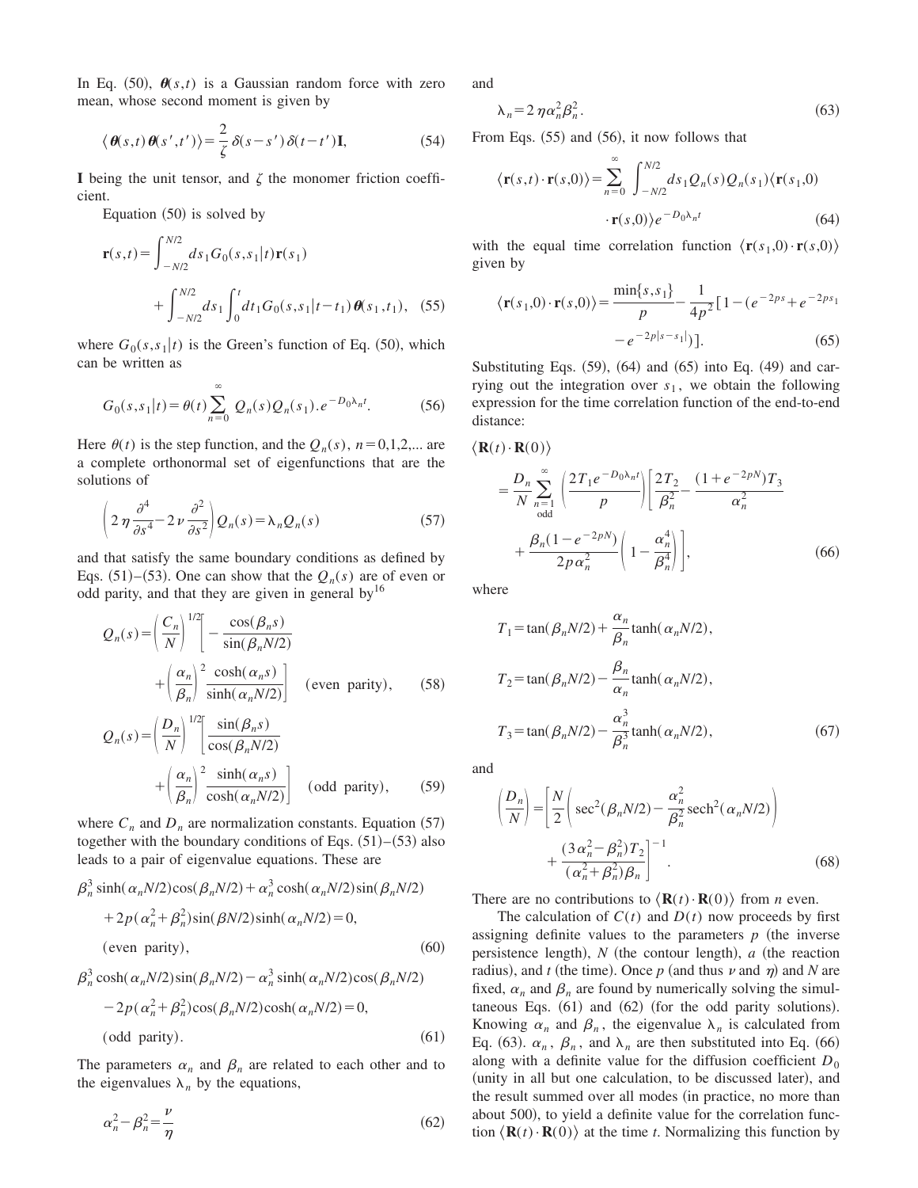In Eq. (50), $\boldsymbol{\theta}(s,t)$ is a Gaussian random force with zero mean, whose second moment is given by

$$\langle \boldsymbol{\theta}(s,t)\,\boldsymbol{\theta}(s',t')\rangle = \frac{2}{\zeta}\,\delta(s-s')\,\delta(t-t')\,\mathbf{I}, \tag{54}$$

$\mathbf{I}$ being the unit tensor, and $\zeta$ the monomer friction coefficient.

Equation (50) is solved by

$$\mathbf{r}(s,t) = \int_{-N/2}^{N/2} ds_1\, G_0(s,s_1|t)\,\mathbf{r}(s_1) + \int_{-N/2}^{N/2} ds_1 \int_0^t dt_1\, G_0(s,s_1|t-t_1)\,\boldsymbol{\theta}(s_1,t_1), \tag{55}$$

where $G_0(s,s_1|t)$ is the Green's function of Eq. (50), which can be written as

$$G_0(s,s_1|t) = \theta(t)\sum_{n=0}^{\infty} Q_n(s)Q_n(s_1).e^{-D_0\lambda_n t}. \tag{56}$$

Here $\theta(t)$ is the step function, and the $Q_n(s)$, $n=0,1,2,\ldots$ are a complete orthonormal set of eigenfunctions that are the solutions of

$$\left(2\eta\frac{\partial^4}{\partial s^4} - 2\nu\frac{\partial^2}{\partial s^2}\right)Q_n(s) = \lambda_n Q_n(s) \tag{57}$$

and that satisfy the same boundary conditions as defined by Eqs. (51)–(53). One can show that the $Q_n(s)$ are of even or odd parity, and that they are given in general by[16]

$$Q_n(s) = \left(\frac{C_n}{N}\right)^{1/2}\left[-\frac{\cos(\beta_n s)}{\sin(\beta_n N/2)} + \left(\frac{\alpha_n}{\beta_n}\right)^2\frac{\cosh(\alpha_n s)}{\sinh(\alpha_n N/2)}\right] \quad \text{(even parity)}, \tag{58}$$

$$Q_n(s) = \left(\frac{D_n}{N}\right)^{1/2}\left[\frac{\sin(\beta_n s)}{\cos(\beta_n N/2)} + \left(\frac{\alpha_n}{\beta_n}\right)^2\frac{\sinh(\alpha_n s)}{\cosh(\alpha_n N/2)}\right] \quad \text{(odd parity)}, \tag{59}$$

where $C_n$ and $D_n$ are normalization constants. Equation (57) together with the boundary conditions of Eqs. (51)–(53) also leads to a pair of eigenvalue equations. These are

$$\beta_n^3 \sinh(\alpha_n N/2)\cos(\beta_n N/2) + \alpha_n^3\cosh(\alpha_n N/2)\sin(\beta_n N/2) + 2p(\alpha_n^2+\beta_n^2)\sin(\beta N/2)\sinh(\alpha_n N/2) = 0, \quad \text{(even parity)}, \tag{60}$$

$$\beta_n^3 \cosh(\alpha_n N/2)\sin(\beta_n N/2) - \alpha_n^3\sinh(\alpha_n N/2)\cos(\beta_n N/2) - 2p(\alpha_n^2+\beta_n^2)\cos(\beta_n N/2)\cosh(\alpha_n N/2) = 0, \quad \text{(odd parity)}. \tag{61}$$

The parameters $\alpha_n$ and $\beta_n$ are related to each other and to the eigenvalues $\lambda_n$ by the equations,

$$\alpha_n^2 - \beta_n^2 = \frac{\nu}{\eta} \tag{62}$$

and

$$\lambda_n = 2\eta\alpha_n^2\beta_n^2. \tag{63}$$

From Eqs. (55) and (56), it now follows that

$$\langle \mathbf{r}(s,t)\cdot\mathbf{r}(s,0)\rangle = \sum_{n=0}^{\infty}\int_{-N/2}^{N/2} ds_1\, Q_n(s)Q_n(s_1)\langle \mathbf{r}(s_1,0)\cdot\mathbf{r}(s,0)\rangle e^{-D_0\lambda_n t} \tag{64}$$

with the equal time correlation function $\langle \mathbf{r}(s_1,0)\cdot\mathbf{r}(s,0)\rangle$ given by

$$\langle \mathbf{r}(s_1,0)\cdot\mathbf{r}(s,0)\rangle = \frac{\min\{s,s_1\}}{p} - \frac{1}{4p^2}\left[1-(e^{-2ps}+e^{-2ps_1} - e^{-2p|s-s_1|})\right]. \tag{65}$$

Substituting Eqs. (59), (64) and (65) into Eq. (49) and carrying out the integration over $s_1$, we obtain the following expression for the time correlation function of the end-to-end distance:

$$\langle \mathbf{R}(t)\cdot\mathbf{R}(0)\rangle = \frac{D_n}{N}\sum_{\substack{n=1\\ \text{odd}}}^{\infty}\left(\frac{2T_1 e^{-D_0\lambda_n t}}{p}\right)\left[\frac{2T_2}{\beta_n^2} - \frac{(1+e^{-2pN})T_3}{\alpha_n^2} + \frac{\beta_n(1-e^{-2pN})}{2p\alpha_n^2}\left(1-\frac{\alpha_n^4}{\beta_n^4}\right)\right], \tag{66}$$

where

$$T_1 = \tan(\beta_n N/2) + \frac{\alpha_n}{\beta_n}\tanh(\alpha_n N/2),$$

$$T_2 = \tan(\beta_n N/2) - \frac{\beta_n}{\alpha_n}\tanh(\alpha_n N/2),$$

$$T_3 = \tan(\beta_n N/2) - \frac{\alpha_n^3}{\beta_n^3}\tanh(\alpha_n N/2), \tag{67}$$

and

$$\left(\frac{D_n}{N}\right) = \left[\frac{N}{2}\left(\sec^2(\beta_n N/2) - \frac{\alpha_n^2}{\beta_n^2}\operatorname{sech}^2(\alpha_n N/2)\right) + \frac{(3\alpha_n^2-\beta_n^2)T_2}{(\alpha_n^2+\beta_n^2)\beta_n}\right]^{-1}. \tag{68}$$

There are no contributions to $\langle \mathbf{R}(t)\cdot\mathbf{R}(0)\rangle$ from $n$ even.

The calculation of $C(t)$ and $D(t)$ now proceeds by first assigning definite values to the parameters $p$ (the inverse persistence length), $N$ (the contour length), $a$ (the reaction radius), and $t$ (the time). Once $p$ (and thus $\nu$ and $\eta$) and $N$ are fixed, $\alpha_n$ and $\beta_n$ are found by numerically solving the simultaneous Eqs. (61) and (62) (for the odd parity solutions). Knowing $\alpha_n$ and $\beta_n$, the eigenvalue $\lambda_n$ is calculated from Eq. (63). $\alpha_n$, $\beta_n$, and $\lambda_n$ are then substituted into Eq. (66) along with a definite value for the diffusion coefficient $D_0$ (unity in all but one calculation, to be discussed later), and the result summed over all modes (in practice, no more than about 500), to yield a definite value for the correlation function $\langle \mathbf{R}(t)\cdot\mathbf{R}(0)\rangle$ at the time $t$. Normalizing this function by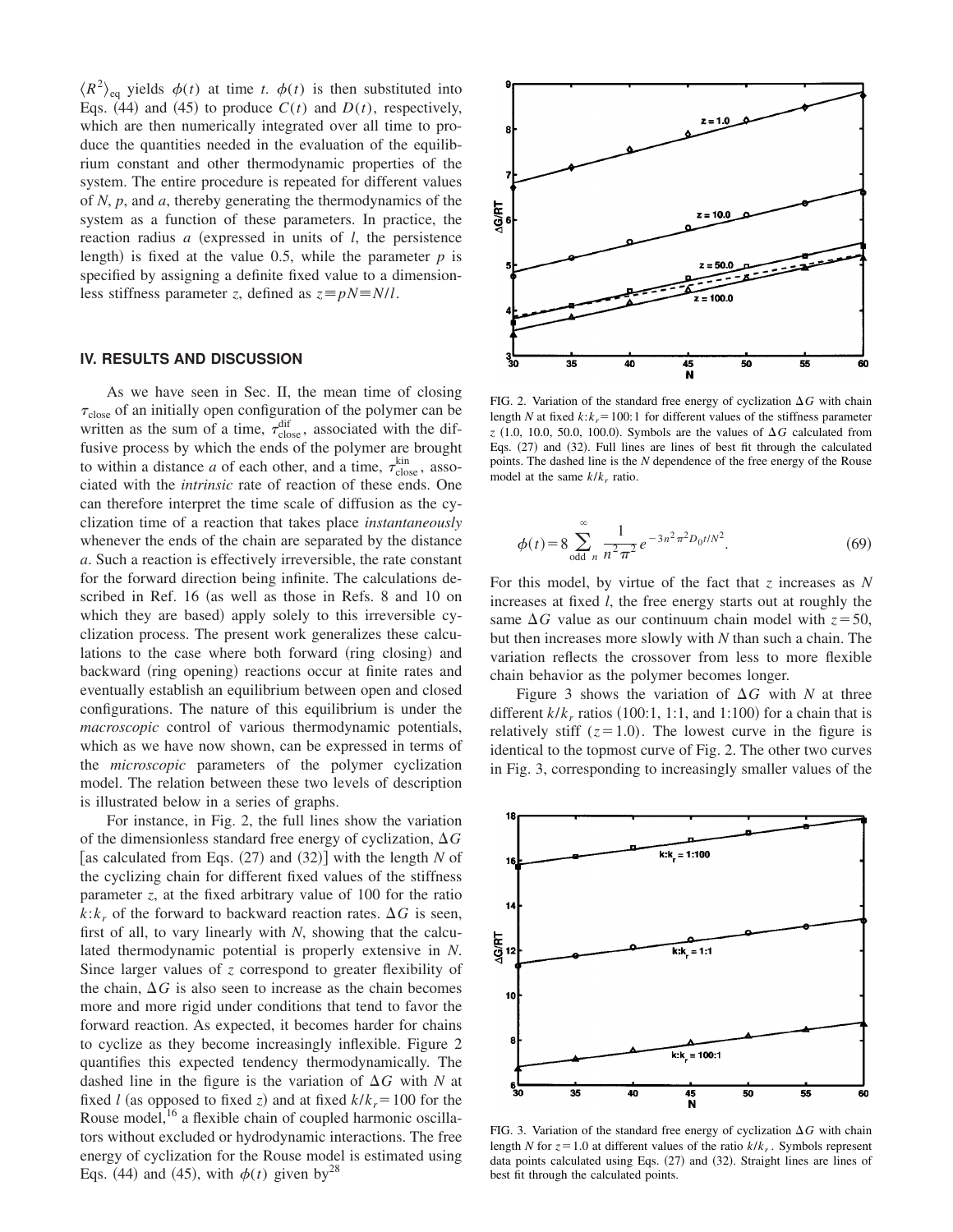$\langle R^2 \rangle_{\text{eq}}$ yields $\phi(t)$ at time $t$. $\phi(t)$ is then substituted into Eqs. (44) and (45) to produce $C(t)$ and $D(t)$, respectively, which are then numerically integrated over all time to produce the quantities needed in the evaluation of the equilibrium constant and other thermodynamic properties of the system. The entire procedure is repeated for different values of $N$, $p$, and $a$, thereby generating the thermodynamics of the system as a function of these parameters. In practice, the reaction radius $a$ (expressed in units of $l$, the persistence length) is fixed at the value 0.5, while the parameter $p$ is specified by assigning a definite fixed value to a dimensionless stiffness parameter $z$, defined as $z \equiv pN \equiv N/l$.

## IV. RESULTS AND DISCUSSION

As we have seen in Sec. II, the mean time of closing $\tau_{\text{close}}$ of an initially open configuration of the polymer can be written as the sum of a time, $\tau_{\text{close}}^{\text{dif}}$, associated with the diffusive process by which the ends of the polymer are brought to within a distance $a$ of each other, and a time, $\tau_{\text{close}}^{\text{kin}}$, associated with the *intrinsic* rate of reaction of these ends. One can therefore interpret the time scale of diffusion as the cyclization time of a reaction that takes place *instantaneously* whenever the ends of the chain are separated by the distance $a$. Such a reaction is effectively irreversible, the rate constant for the forward direction being infinite. The calculations described in Ref. 16 (as well as those in Refs. 8 and 10 on which they are based) apply solely to this irreversible cyclization process. The present work generalizes these calculations to the case where both forward (ring closing) and backward (ring opening) reactions occur at finite rates and eventually establish an equilibrium between open and closed configurations. The nature of this equilibrium is under the *macroscopic* control of various thermodynamic potentials, which as we have now shown, can be expressed in terms of the *microscopic* parameters of the polymer cyclization model. The relation between these two levels of description is illustrated below in a series of graphs.

For instance, in Fig. 2, the full lines show the variation of the dimensionless standard free energy of cyclization, $\Delta G$ [as calculated from Eqs. (27) and (32)] with the length $N$ of the cyclizing chain for different fixed values of the stiffness parameter $z$, at the fixed arbitrary value of 100 for the ratio $k:k_r$ of the forward to backward reaction rates. $\Delta G$ is seen, first of all, to vary linearly with $N$, showing that the calculated thermodynamic potential is properly extensive in $N$. Since larger values of $z$ correspond to greater flexibility of the chain, $\Delta G$ is also seen to increase as the chain becomes more and more rigid under conditions that tend to favor the forward reaction. As expected, it becomes harder for chains to cyclize as they become increasingly inflexible. Figure 2 quantifies this expected tendency thermodynamically. The dashed line in the figure is the variation of $\Delta G$ with $N$ at fixed $l$ (as opposed to fixed $z$) and at fixed $k/k_r = 100$ for the Rouse model,[16] a flexible chain of coupled harmonic oscillators without excluded or hydrodynamic interactions. The free energy of cyclization for the Rouse model is estimated using Eqs. (44) and (45), with $\phi(t)$ given by[28]

FIG. 2. Variation of the standard free energy of cyclization $\Delta G$ with chain length $N$ at fixed $k:k_r = 100:1$ for different values of the stiffness parameter $z$ (1.0, 10.0, 50.0, 100.0). Symbols are the values of $\Delta G$ calculated from Eqs. (27) and (32). Full lines are lines of best fit through the calculated points. The dashed line is the $N$ dependence of the free energy of the Rouse model at the same $k/k_r$ ratio.

$$\phi(t) = 8 \sum_{\text{odd } n}^{\infty} \frac{1}{n^2 \pi^2} e^{-3n^2 \pi^2 D_0 t / N^2}. \tag{69}$$

For this model, by virtue of the fact that $z$ increases as $N$ increases at fixed $l$, the free energy starts out at roughly the same $\Delta G$ value as our continuum chain model with $z = 50$, but then increases more slowly with $N$ than such a chain. The variation reflects the crossover from less to more flexible chain behavior as the polymer becomes longer.

Figure 3 shows the variation of $\Delta G$ with $N$ at three different $k/k_r$ ratios (100:1, 1:1, and 1:100) for a chain that is relatively stiff ($z = 1.0$). The lowest curve in the figure is identical to the topmost curve of Fig. 2. The other two curves in Fig. 3, corresponding to increasingly smaller values of the

FIG. 3. Variation of the standard free energy of cyclization $\Delta G$ with chain length $N$ for $z = 1.0$ at different values of the ratio $k/k_r$. Symbols represent data points calculated using Eqs. (27) and (32). Straight lines are lines of best fit through the calculated points.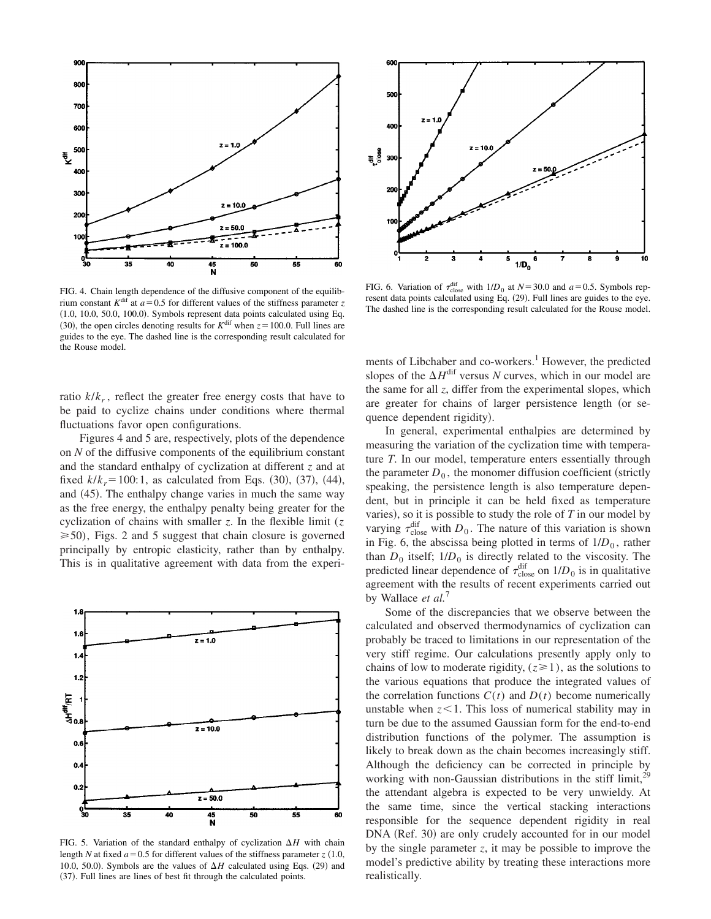FIG. 4. Chain length dependence of the diffusive component of the equilibrium constant $K^{\mathrm{dif}}$ at $a=0.5$ for different values of the stiffness parameter $z$ (1.0, 10.0, 50.0, 100.0). Symbols represent data points calculated using Eq. (30), the open circles denoting results for $K^{\mathrm{dif}}$ when $z=100.0$. Full lines are guides to the eye. The dashed line is the corresponding result calculated for the Rouse model.

ratio $k/k_r$, reflect the greater free energy costs that have to be paid to cyclize chains under conditions where thermal fluctuations favor open configurations.

Figures 4 and 5 are, respectively, plots of the dependence on $N$ of the diffusive components of the equilibrium constant and the standard enthalpy of cyclization at different $z$ and at fixed $k/k_r=100{:}1$, as calculated from Eqs. (30), (37), (44), and (45). The enthalpy change varies in much the same way as the free energy, the enthalpy penalty being greater for the cyclization of chains with smaller $z$. In the flexible limit ($z \geqslant 50$), Figs. 2 and 5 suggest that chain closure is governed principally by entropic elasticity, rather than by enthalpy. This is in qualitative agreement with data from the experiments of Libchaber and co-workers.[1] However, the predicted slopes of the $\Delta H^{\mathrm{dif}}$ versus $N$ curves, which in our model are the same for all $z$, differ from the experimental slopes, which are greater for chains of larger persistence length (or sequence dependent rigidity).

FIG. 5. Variation of the standard enthalpy of cyclization $\Delta H$ with chain length $N$ at fixed $a=0.5$ for different values of the stiffness parameter $z$ (1.0, 10.0, 50.0). Symbols are the values of $\Delta H$ calculated using Eqs. (29) and (37). Full lines are lines of best fit through the calculated points.

FIG. 6. Variation of $\tau_{\mathrm{close}}^{\mathrm{dif}}$ with $1/D_0$ at $N=30.0$ and $a=0.5$. Symbols represent data points calculated using Eq. (29). Full lines are guides to the eye. The dashed line is the corresponding result calculated for the Rouse model.

In general, experimental enthalpies are determined by measuring the variation of the cyclization time with temperature $T$. In our model, temperature enters essentially through the parameter $D_0$, the monomer diffusion coefficient (strictly speaking, the persistence length is also temperature dependent, but in principle it can be held fixed as temperature varies), so it is possible to study the role of $T$ in our model by varying $\tau_{\mathrm{close}}^{\mathrm{dif}}$ with $D_0$. The nature of this variation is shown in Fig. 6, the abscissa being plotted in terms of $1/D_0$, rather than $D_0$ itself; $1/D_0$ is directly related to the viscosity. The predicted linear dependence of $\tau_{\mathrm{close}}^{\mathrm{dif}}$ on $1/D_0$ is in qualitative agreement with the results of recent experiments carried out by Wallace *et al.*[7]

Some of the discrepancies that we observe between the calculated and observed thermodynamics of cyclization can probably be traced to limitations in our representation of the very stiff regime. Our calculations presently apply only to chains of low to moderate rigidity, ($z \geqslant 1$), as the solutions to the various equations that produce the integrated values of the correlation functions $C(t)$ and $D(t)$ become numerically unstable when $z<1$. This loss of numerical stability may in turn be due to the assumed Gaussian form for the end-to-end distribution functions of the polymer. The assumption is likely to break down as the chain becomes increasingly stiff. Although the deficiency can be corrected in principle by working with non-Gaussian distributions in the stiff limit,[29] the attendant algebra is expected to be very unwieldy. At the same time, since the vertical stacking interactions responsible for the sequence dependent rigidity in real DNA (Ref. 30) are only crudely accounted for in our model by the single parameter $z$, it may be possible to improve the model's predictive ability by treating these interactions more realistically.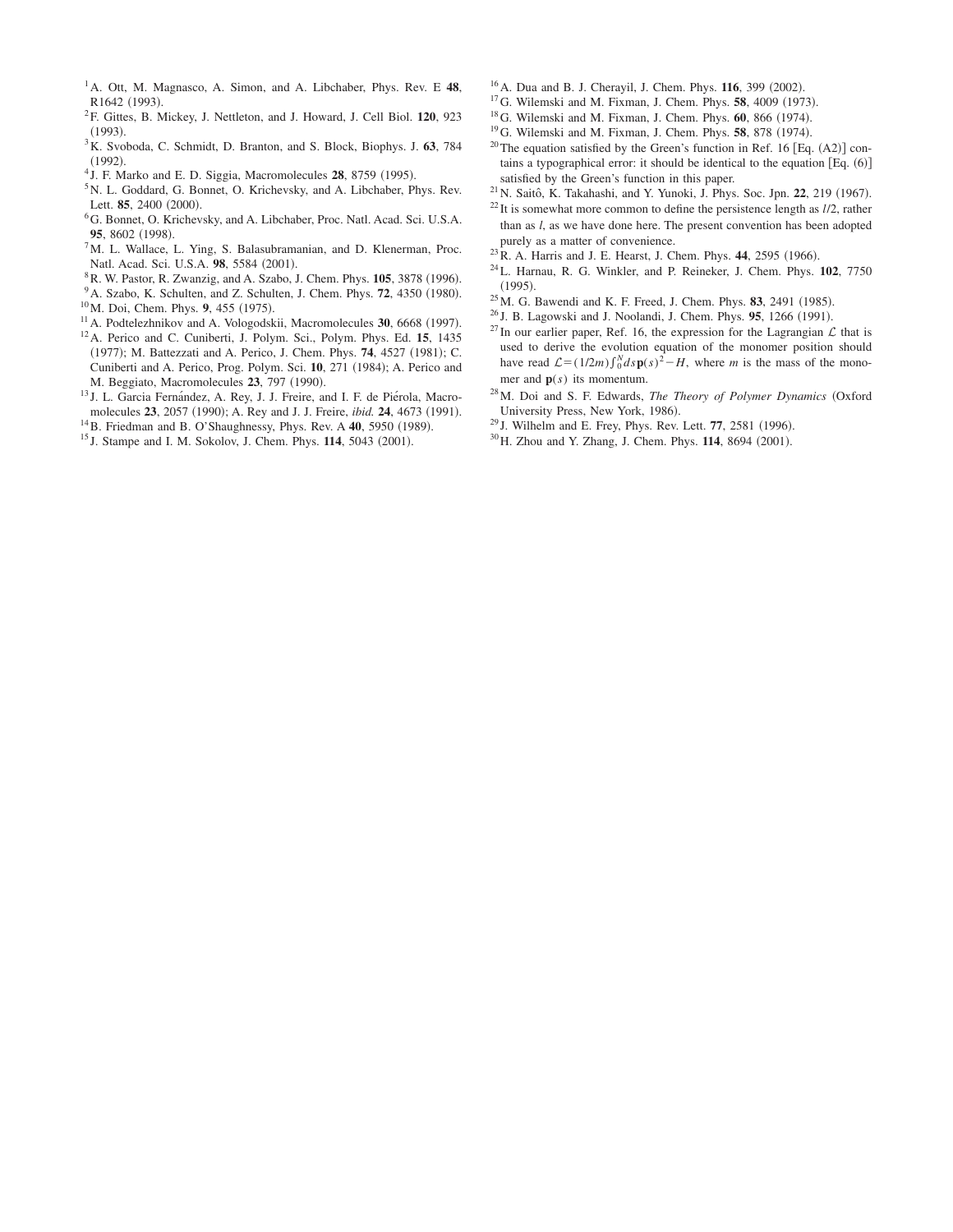[1] A. Ott, M. Magnasco, A. Simon, and A. Libchaber, Phys. Rev. E **48**, R1642 (1993).

[2] F. Gittes, B. Mickey, J. Nettleton, and J. Howard, J. Cell Biol. **120**, 923 (1993).

[3] K. Svoboda, C. Schmidt, D. Branton, and S. Block, Biophys. J. **63**, 784 (1992).

[4] J. F. Marko and E. D. Siggia, Macromolecules **28**, 8759 (1995).

[5] N. L. Goddard, G. Bonnet, O. Krichevsky, and A. Libchaber, Phys. Rev. Lett. **85**, 2400 (2000).

[6] G. Bonnet, O. Krichevsky, and A. Libchaber, Proc. Natl. Acad. Sci. U.S.A. **95**, 8602 (1998).

[7] M. L. Wallace, L. Ying, S. Balasubramanian, and D. Klenerman, Proc. Natl. Acad. Sci. U.S.A. **98**, 5584 (2001).

[8] R. W. Pastor, R. Zwanzig, and A. Szabo, J. Chem. Phys. **105**, 3878 (1996).

[9] A. Szabo, K. Schulten, and Z. Schulten, J. Chem. Phys. **72**, 4350 (1980).

[10] M. Doi, Chem. Phys. **9**, 455 (1975).

[11] A. Podtelezhnikov and A. Vologodskii, Macromolecules **30**, 6668 (1997).

[12] A. Perico and C. Cuniberti, J. Polym. Sci., Polym. Phys. Ed. **15**, 1435 (1977); M. Battezzati and A. Perico, J. Chem. Phys. **74**, 4527 (1981); C. Cuniberti and A. Perico, Prog. Polym. Sci. **10**, 271 (1984); A. Perico and M. Beggiato, Macromolecules **23**, 797 (1990).

[13] J. L. Garcia Fernández, A. Rey, J. J. Freire, and I. F. de Piérola, Macromolecules **23**, 2057 (1990); A. Rey and J. J. Freire, *ibid.* **24**, 4673 (1991).

[14] B. Friedman and B. O'Shaughnessy, Phys. Rev. A **40**, 5950 (1989).

[15] J. Stampe and I. M. Sokolov, J. Chem. Phys. **114**, 5043 (2001).

[16] A. Dua and B. J. Cherayil, J. Chem. Phys. **116**, 399 (2002).

[17] G. Wilemski and M. Fixman, J. Chem. Phys. **58**, 4009 (1973).

[18] G. Wilemski and M. Fixman, J. Chem. Phys. **60**, 866 (1974).

[19] G. Wilemski and M. Fixman, J. Chem. Phys. **58**, 878 (1974).

[20] The equation satisfied by the Green's function in Ref. 16 [Eq. (A2)] contains a typographical error: it should be identical to the equation [Eq. (6)] satisfied by the Green's function in this paper.

[21] N. Saitô, K. Takahashi, and Y. Yunoki, J. Phys. Soc. Jpn. **22**, 219 (1967).

[22] It is somewhat more common to define the persistence length as $l/2$, rather than as $l$, as we have done here. The present convention has been adopted purely as a matter of convenience.

[23] R. A. Harris and J. E. Hearst, J. Chem. Phys. **44**, 2595 (1966).

[24] L. Harnau, R. G. Winkler, and P. Reineker, J. Chem. Phys. **102**, 7750 (1995).

[25] M. G. Bawendi and K. F. Freed, J. Chem. Phys. **83**, 2491 (1985).

[26] J. B. Lagowski and J. Noolandi, J. Chem. Phys. **95**, 1266 (1991).

[27] In our earlier paper, Ref. 16, the expression for the Lagrangian $\mathcal{L}$ that is used to derive the evolution equation of the monomer position should have read $\mathcal{L}=(1/2m)\int_0^N ds\,\mathbf{p}(s)^2-H$, where $m$ is the mass of the monomer and $\mathbf{p}(s)$ its momentum.

[28] M. Doi and S. F. Edwards, *The Theory of Polymer Dynamics* (Oxford University Press, New York, 1986).

[29] J. Wilhelm and E. Frey, Phys. Rev. Lett. **77**, 2581 (1996).

[30] H. Zhou and Y. Zhang, J. Chem. Phys. **114**, 8694 (2001).